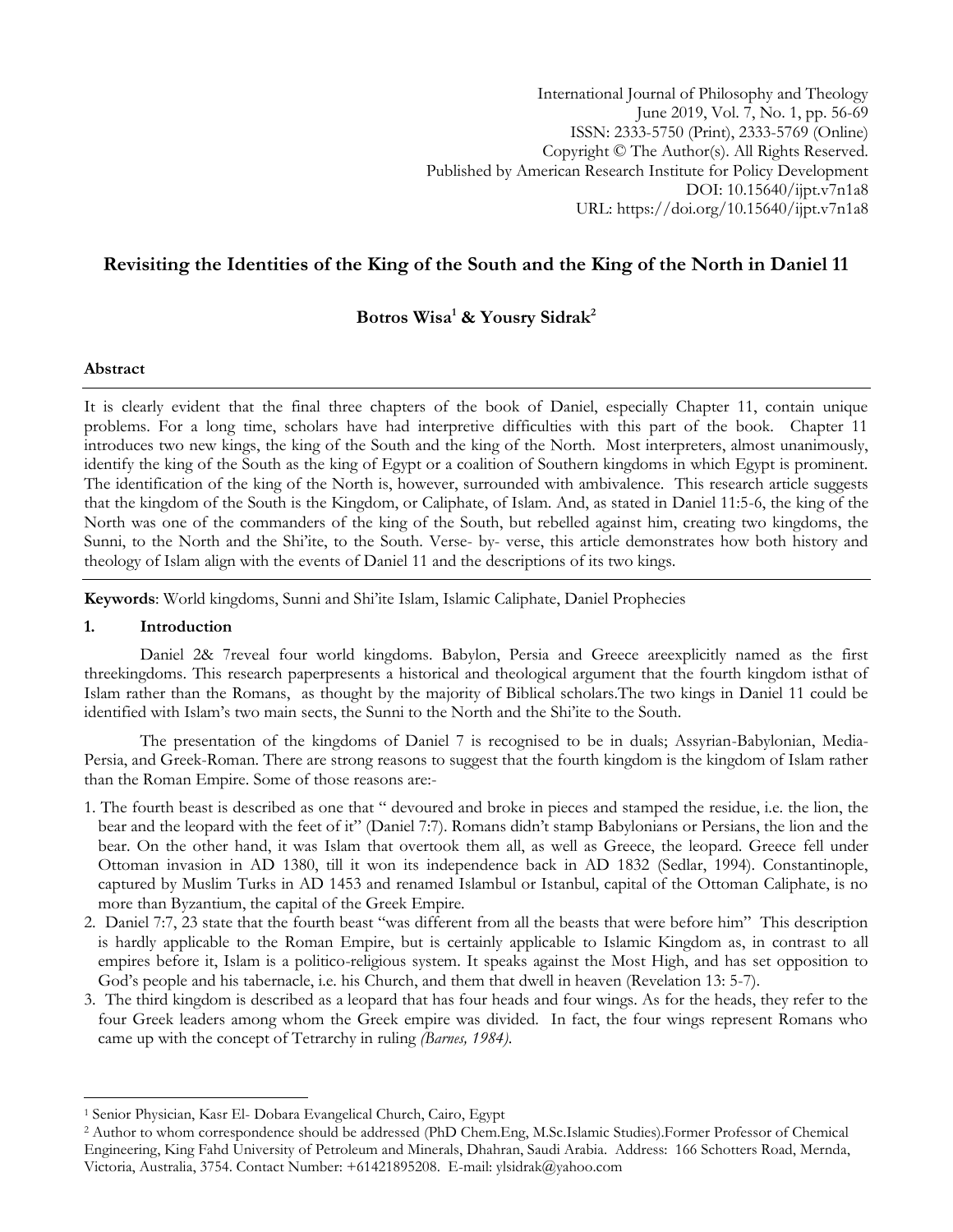International Journal of Philosophy and Theology
June 2019, Vol. 7, No. 1, pp. 56-69
ISSN: 2333-5750 (Print), 2333-5769 (Online)
Copyright © The Author(s). All Rights Reserved.
Published by American Research Institute for Policy Development
DOI: 10.15640/ijpt.v7n1a8
URL: https://doi.org/10.15640/ijpt.v7n1a8

# Revisiting the Identities of the King of the South and the King of the North in Daniel 11

**Botros Wisa[1] & Yousry Sidrak[2]**

### Abstract

It is clearly evident that the final three chapters of the book of Daniel, especially Chapter 11, contain unique problems. For a long time, scholars have had interpretive difficulties with this part of the book. Chapter 11 introduces two new kings, the king of the South and the king of the North. Most interpreters, almost unanimously, identify the king of the South as the king of Egypt or a coalition of Southern kingdoms in which Egypt is prominent. The identification of the king of the North is, however, surrounded with ambivalence. This research article suggests that the kingdom of the South is the Kingdom, or Caliphate, of Islam. And, as stated in Daniel 11:5-6, the king of the North was one of the commanders of the king of the South, but rebelled against him, creating two kingdoms, the Sunni, to the North and the Shi'ite, to the South. Verse- by- verse, this article demonstrates how both history and theology of Islam align with the events of Daniel 11 and the descriptions of its two kings.

**Keywords**: World kingdoms, Sunni and Shi'ite Islam, Islamic Caliphate, Daniel Prophecies

## 1. Introduction

Daniel 2& 7reveal four world kingdoms. Babylon, Persia and Greece areexplicitly named as the first threekingdoms. This research paperpresents a historical and theological argument that the fourth kingdom isthat of Islam rather than the Romans, as thought by the majority of Biblical scholars.The two kings in Daniel 11 could be identified with Islam's two main sects, the Sunni to the North and the Shi'ite to the South.

The presentation of the kingdoms of Daniel 7 is recognised to be in duals; Assyrian-Babylonian, Media-Persia, and Greek-Roman. There are strong reasons to suggest that the fourth kingdom is the kingdom of Islam rather than the Roman Empire. Some of those reasons are:-

1. The fourth beast is described as one that " devoured and broke in pieces and stamped the residue, i.e. the lion, the bear and the leopard with the feet of it" (Daniel 7:7). Romans didn't stamp Babylonians or Persians, the lion and the bear. On the other hand, it was Islam that overtook them all, as well as Greece, the leopard. Greece fell under Ottoman invasion in AD 1380, till it won its independence back in AD 1832 (Sedlar, 1994). Constantinople, captured by Muslim Turks in AD 1453 and renamed Islambul or Istanbul, capital of the Ottoman Caliphate, is no more than Byzantium, the capital of the Greek Empire.
2. Daniel 7:7, 23 state that the fourth beast "was different from all the beasts that were before him" This description is hardly applicable to the Roman Empire, but is certainly applicable to Islamic Kingdom as, in contrast to all empires before it, Islam is a politico-religious system. It speaks against the Most High, and has set opposition to God's people and his tabernacle, i.e. his Church, and them that dwell in heaven (Revelation 13: 5-7).
3. The third kingdom is described as a leopard that has four heads and four wings. As for the heads, they refer to the four Greek leaders among whom the Greek empire was divided. In fact, the four wings represent Romans who came up with the concept of Tetrarchy in ruling *(Barnes, 1984)*.

---

[1] Senior Physician, Kasr El- Dobara Evangelical Church, Cairo, Egypt

[2] Author to whom correspondence should be addressed (PhD Chem.Eng, M.Sc.Islamic Studies).Former Professor of Chemical Engineering, King Fahd University of Petroleum and Minerals, Dhahran, Saudi Arabia. Address: 166 Schotters Road, Mernda, Victoria, Australia, 3754. Contact Number: +61421895208. E-mail: ylsidrak@yahoo.com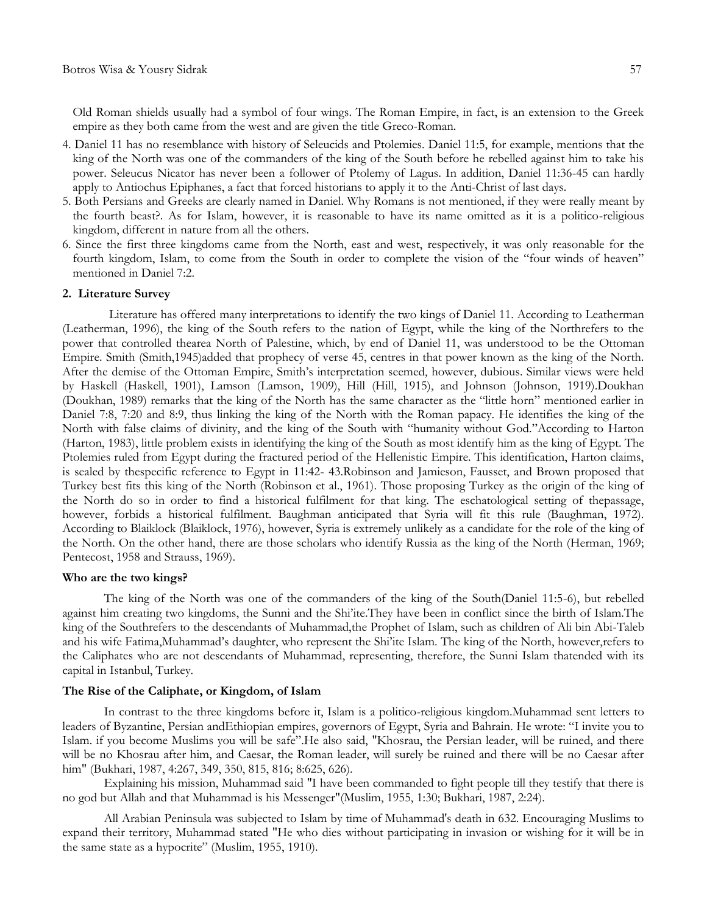Old Roman shields usually had a symbol of four wings. The Roman Empire, in fact, is an extension to the Greek empire as they both came from the west and are given the title Greco-Roman.

4. Daniel 11 has no resemblance with history of Seleucids and Ptolemies. Daniel 11:5, for example, mentions that the king of the North was one of the commanders of the king of the South before he rebelled against him to take his power. Seleucus Nicator has never been a follower of Ptolemy of Lagus. In addition, Daniel 11:36-45 can hardly apply to Antiochus Epiphanes, a fact that forced historians to apply it to the Anti-Christ of last days.
5. Both Persians and Greeks are clearly named in Daniel. Why Romans is not mentioned, if they were really meant by the fourth beast?. As for Islam, however, it is reasonable to have its name omitted as it is a politico-religious kingdom, different in nature from all the others.
6. Since the first three kingdoms came from the North, east and west, respectively, it was only reasonable for the fourth kingdom, Islam, to come from the South in order to complete the vision of the "four winds of heaven" mentioned in Daniel 7:2.

## 2. Literature Survey

Literature has offered many interpretations to identify the two kings of Daniel 11. According to Leatherman (Leatherman, 1996), the king of the South refers to the nation of Egypt, while the king of the Northrefers to the power that controlled thearea North of Palestine, which, by end of Daniel 11, was understood to be the Ottoman Empire. Smith (Smith,1945)added that prophecy of verse 45, centres in that power known as the king of the North. After the demise of the Ottoman Empire, Smith's interpretation seemed, however, dubious. Similar views were held by Haskell (Haskell, 1901), Lamson (Lamson, 1909), Hill (Hill, 1915), and Johnson (Johnson, 1919).Doukhan (Doukhan, 1989) remarks that the king of the North has the same character as the "little horn" mentioned earlier in Daniel 7:8, 7:20 and 8:9, thus linking the king of the North with the Roman papacy. He identifies the king of the North with false claims of divinity, and the king of the South with "humanity without God."According to Harton (Harton, 1983), little problem exists in identifying the king of the South as most identify him as the king of Egypt. The Ptolemies ruled from Egypt during the fractured period of the Hellenistic Empire. This identification, Harton claims, is sealed by thespecific reference to Egypt in 11:42- 43.Robinson and Jamieson, Fausset, and Brown proposed that Turkey best fits this king of the North (Robinson et al., 1961). Those proposing Turkey as the origin of the king of the North do so in order to find a historical fulfilment for that king. The eschatological setting of thepassage, however, forbids a historical fulfilment. Baughman anticipated that Syria will fit this rule (Baughman, 1972). According to Blaiklock (Blaiklock, 1976), however, Syria is extremely unlikely as a candidate for the role of the king of the North. On the other hand, there are those scholars who identify Russia as the king of the North (Herman, 1969; Pentecost, 1958 and Strauss, 1969).

### Who are the two kings?

The king of the North was one of the commanders of the king of the South(Daniel 11:5-6), but rebelled against him creating two kingdoms, the Sunni and the Shi'ite.They have been in conflict since the birth of Islam.The king of the Southrefers to the descendants of Muhammad,the Prophet of Islam, such as children of Ali bin Abi-Taleb and his wife Fatima,Muhammad's daughter, who represent the Shi'ite Islam. The king of the North, however,refers to the Caliphates who are not descendants of Muhammad, representing, therefore, the Sunni Islam thatended with its capital in Istanbul, Turkey.

### The Rise of the Caliphate, or Kingdom, of Islam

In contrast to the three kingdoms before it, Islam is a politico-religious kingdom.Muhammad sent letters to leaders of Byzantine, Persian andEthiopian empires, governors of Egypt, Syria and Bahrain. He wrote: "I invite you to Islam. if you become Muslims you will be safe".He also said, "Khosrau, the Persian leader, will be ruined, and there will be no Khosrau after him, and Caesar, the Roman leader, will surely be ruined and there will be no Caesar after him" (Bukhari, 1987, 4:267, 349, 350, 815, 816; 8:625, 626).

Explaining his mission, Muhammad said "I have been commanded to fight people till they testify that there is no god but Allah and that Muhammad is his Messenger"(Muslim, 1955, 1:30; Bukhari, 1987, 2:24).

All Arabian Peninsula was subjected to Islam by time of Muhammad's death in 632. Encouraging Muslims to expand their territory, Muhammad stated "He who dies without participating in invasion or wishing for it will be in the same state as a hypocrite" (Muslim, 1955, 1910).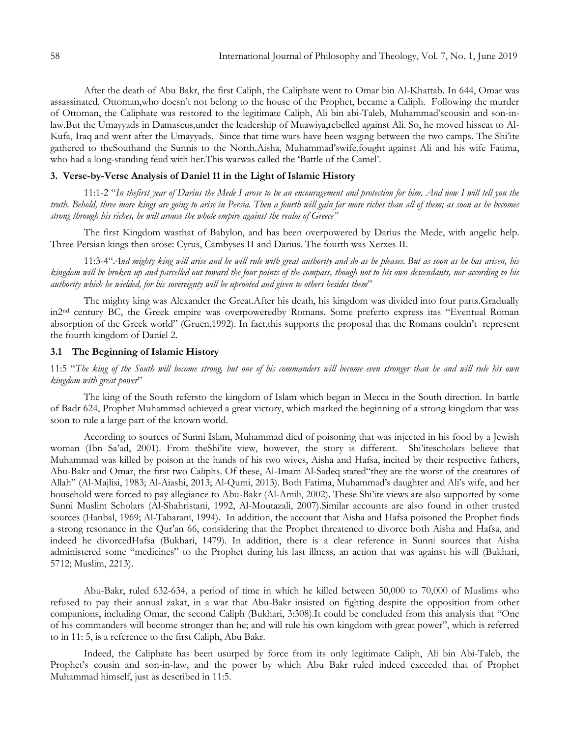After the death of Abu Bakr, the first Caliph, the Caliphate went to Omar bin Al-Khattab. In 644, Omar was assassinated. Ottoman,who doesn't not belong to the house of the Prophet, became a Caliph. Following the murder of Ottoman, the Caliphate was restored to the legitimate Caliph, Ali bin abi-Taleb, Muhammad'scousin and son-in-law.But the Umayyads in Damascus,under the leadership of Muawiya,rebelled against Ali. So, he moved hisseat to Al-Kufa, Iraq and went after the Umayyads. Since that time wars have been waging between the two camps. The Shi'ite gathered to theSouthand the Sunnis to the North.Aisha, Muhammad'swife,fought against Ali and his wife Fatima, who had a long-standing feud with her.This warwas called the 'Battle of the Camel'.

### 3. Verse-by-Verse Analysis of Daniel 11 in the Light of Islamic History

11:1-2 "*In thefirst year of Darius the Mede I arose to be an encouragement and protection for him. And now I will tell you the truth. Behold, three more kings are going to arise in Persia. Then a fourth will gain far more riches than all of them; as soon as he becomes strong through his riches, he will arouse the whole empire against the realm of Greece"*

The first Kingdom wasthat of Babylon, and has been overpowered by Darius the Mede, with angelic help. Three Persian kings then arose: Cyrus, Cambyses II and Darius. The fourth was Xerxes II.

11:3-4"*And mighty king will arise and he will rule with great authority and do as he pleases. But as soon as he has arisen, his kingdom will be broken up and parcelled out toward the four points of the compass, though not to his own descendants, nor according to his authority which he wielded, for his sovereignty will be uprooted and given to others besides them*"

The mighty king was Alexander the Great.After his death, his kingdom was divided into four parts.Gradually in2nd century BC, the Greek empire was overpoweredby Romans. Some preferto express itas "Eventual Roman absorption of the Greek world" (Gruen,1992). In fact,this supports the proposal that the Romans couldn't represent the fourth kingdom of Daniel 2.

### 3.1 The Beginning of Islamic History

11:5 "*The king of the South will become strong, but one of his commanders will become even stronger than he and will rule his own kingdom with great power*"

The king of the South refersto the kingdom of Islam which began in Mecca in the South direction. In battle of Badr 624, Prophet Muhammad achieved a great victory, which marked the beginning of a strong kingdom that was soon to rule a large part of the known world.

According to sources of Sunni Islam, Muhammad died of poisoning that was injected in his food by a Jewish woman (Ibn Sa'ad, 2001). From theShi'ite view, however, the story is different. Shi'itescholars believe that Muhammad was killed by poison at the hands of his two wives, Aisha and Hafsa, incited by their respective fathers, Abu-Bakr and Omar, the first two Caliphs. Of these, Al-Imam Al-Sadeq stated"they are the worst of the creatures of Allah" (Al-Majlisi, 1983; Al-Aiashi, 2013; Al-Qumi, 2013). Both Fatima, Muhammad's daughter and Ali's wife, and her household were forced to pay allegiance to Abu-Bakr (Al-Amili, 2002). These Shi'ite views are also supported by some Sunni Muslim Scholars (Al-Shahristani, 1992, Al-Moutazali, 2007).Similar accounts are also found in other trusted sources (Hanbal, 1969; Al-Tabarani, 1994). In addition, the account that Aisha and Hafsa poisoned the Prophet finds a strong resonance in the Qur'an 66, considering that the Prophet threatened to divorce both Aisha and Hafsa, and indeed he divorcedHafsa (Bukhari, 1479). In addition, there is a clear reference in Sunni sources that Aisha administered some "medicines" to the Prophet during his last illness, an action that was against his will (Bukhari, 5712; Muslim, 2213).

Abu-Bakr, ruled 632-634, a period of time in which he killed between 50,000 to 70,000 of Muslims who refused to pay their annual zakat, in a war that Abu-Bakr insisted on fighting despite the opposition from other companions, including Omar, the second Caliph (Bukhari, 3:308).It could be concluded from this analysis that "One of his commanders will become stronger than he; and will rule his own kingdom with great power", which is referred to in 11: 5, is a reference to the first Caliph, Abu Bakr.

Indeed, the Caliphate has been usurped by force from its only legitimate Caliph, Ali bin Abi-Taleb, the Prophet's cousin and son-in-law, and the power by which Abu Bakr ruled indeed exceeded that of Prophet Muhammad himself, just as described in 11:5.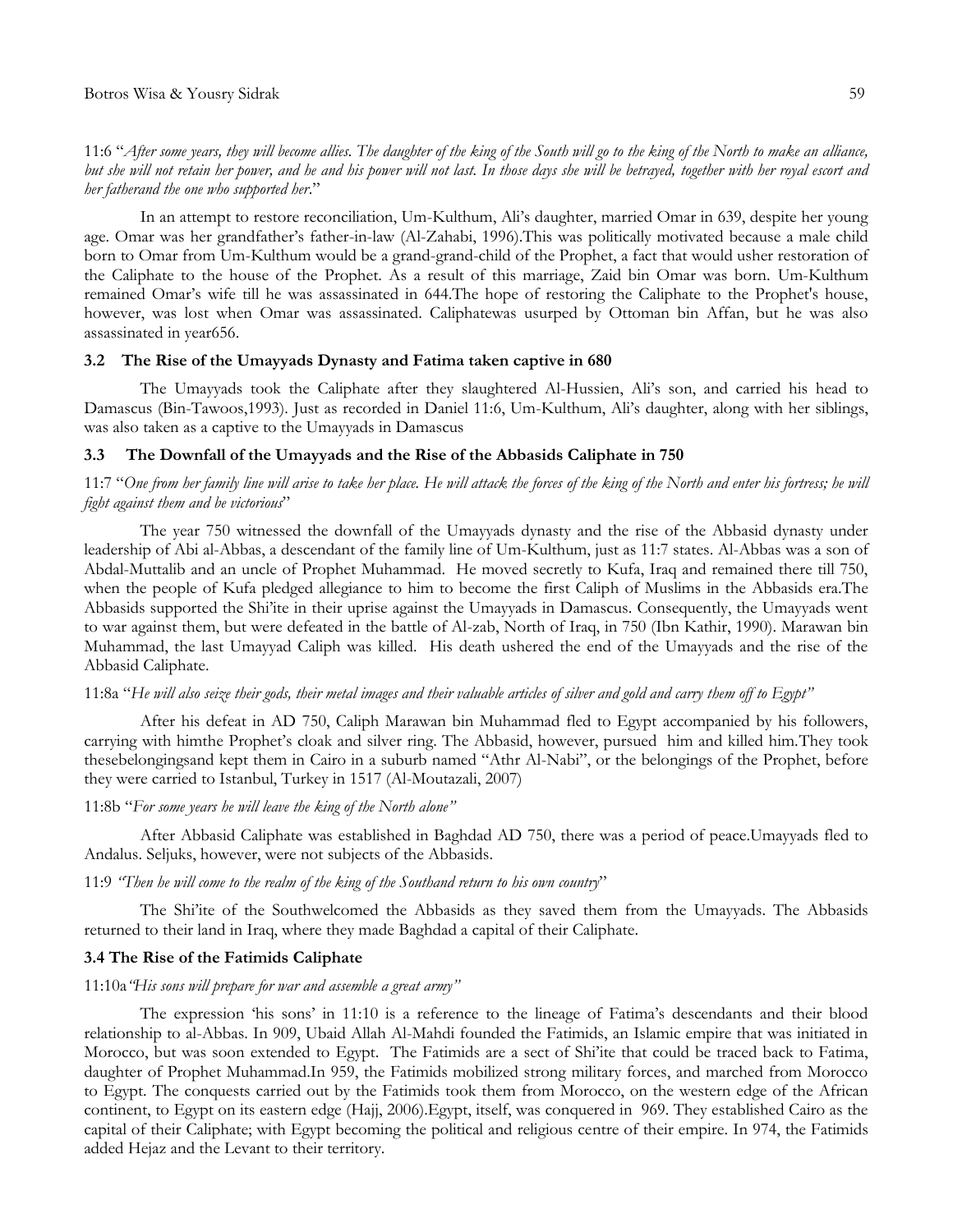11:6 "*After some years, they will become allies. The daughter of the king of the South will go to the king of the North to make an alliance, but she will not retain her power, and he and his power will not last. In those days she will be betrayed, together with her royal escort and her fatherand the one who supported her.*"

In an attempt to restore reconciliation, Um-Kulthum, Ali's daughter, married Omar in 639, despite her young age. Omar was her grandfather's father-in-law (Al-Zahabi, 1996).This was politically motivated because a male child born to Omar from Um-Kulthum would be a grand-grand-child of the Prophet, a fact that would usher restoration of the Caliphate to the house of the Prophet. As a result of this marriage, Zaid bin Omar was born. Um-Kulthum remained Omar's wife till he was assassinated in 644.The hope of restoring the Caliphate to the Prophet's house, however, was lost when Omar was assassinated. Caliphatewas usurped by Ottoman bin Affan, but he was also assassinated in year656.

### 3.2 The Rise of the Umayyads Dynasty and Fatima taken captive in 680

The Umayyads took the Caliphate after they slaughtered Al-Hussien, Ali's son, and carried his head to Damascus (Bin-Tawoos,1993). Just as recorded in Daniel 11:6, Um-Kulthum, Ali's daughter, along with her siblings, was also taken as a captive to the Umayyads in Damascus

### 3.3 The Downfall of the Umayyads and the Rise of the Abbasids Caliphate in 750

11:7 "*One from her family line will arise to take her place. He will attack the forces of the king of the North and enter his fortress; he will fight against them and be victorious*"

The year 750 witnessed the downfall of the Umayyads dynasty and the rise of the Abbasid dynasty under leadership of Abi al-Abbas, a descendant of the family line of Um-Kulthum, just as 11:7 states. Al-Abbas was a son of Abdal-Muttalib and an uncle of Prophet Muhammad. He moved secretly to Kufa, Iraq and remained there till 750, when the people of Kufa pledged allegiance to him to become the first Caliph of Muslims in the Abbasids era.The Abbasids supported the Shi'ite in their uprise against the Umayyads in Damascus. Consequently, the Umayyads went to war against them, but were defeated in the battle of Al-zab, North of Iraq, in 750 (Ibn Kathir, 1990). Marawan bin Muhammad, the last Umayyad Caliph was killed. His death ushered the end of the Umayyads and the rise of the Abbasid Caliphate.

11:8a "*He will also seize their gods, their metal images and their valuable articles of silver and gold and carry them off to Egypt"*

After his defeat in AD 750, Caliph Marawan bin Muhammad fled to Egypt accompanied by his followers, carrying with himthe Prophet's cloak and silver ring. The Abbasid, however, pursued him and killed him.They took thesebelongingsand kept them in Cairo in a suburb named "Athr Al-Nabi", or the belongings of the Prophet, before they were carried to Istanbul, Turkey in 1517 (Al-Moutazali, 2007)

11:8b "*For some years he will leave the king of the North alone"*

After Abbasid Caliphate was established in Baghdad AD 750, there was a period of peace.Umayyads fled to Andalus. Seljuks, however, were not subjects of the Abbasids.

11:9 *"Then he will come to the realm of the king of the Southand return to his own country*"

The Shi'ite of the Southwelcomed the Abbasids as they saved them from the Umayyads. The Abbasids returned to their land in Iraq, where they made Baghdad a capital of their Caliphate.

### 3.4 The Rise of the Fatimids Caliphate

11:10a*"His sons will prepare for war and assemble a great army"*

The expression 'his sons' in 11:10 is a reference to the lineage of Fatima's descendants and their blood relationship to al-Abbas. In 909, Ubaid Allah Al-Mahdi founded the Fatimids, an Islamic empire that was initiated in Morocco, but was soon extended to Egypt. The Fatimids are a sect of Shi'ite that could be traced back to Fatima, daughter of Prophet Muhammad.In 959, the Fatimids mobilized strong military forces, and marched from Morocco to Egypt. The conquests carried out by the Fatimids took them from Morocco, on the western edge of the African continent, to Egypt on its eastern edge (Hajj, 2006).Egypt, itself, was conquered in 969. They established Cairo as the capital of their Caliphate; with Egypt becoming the political and religious centre of their empire. In 974, the Fatimids added Hejaz and the Levant to their territory.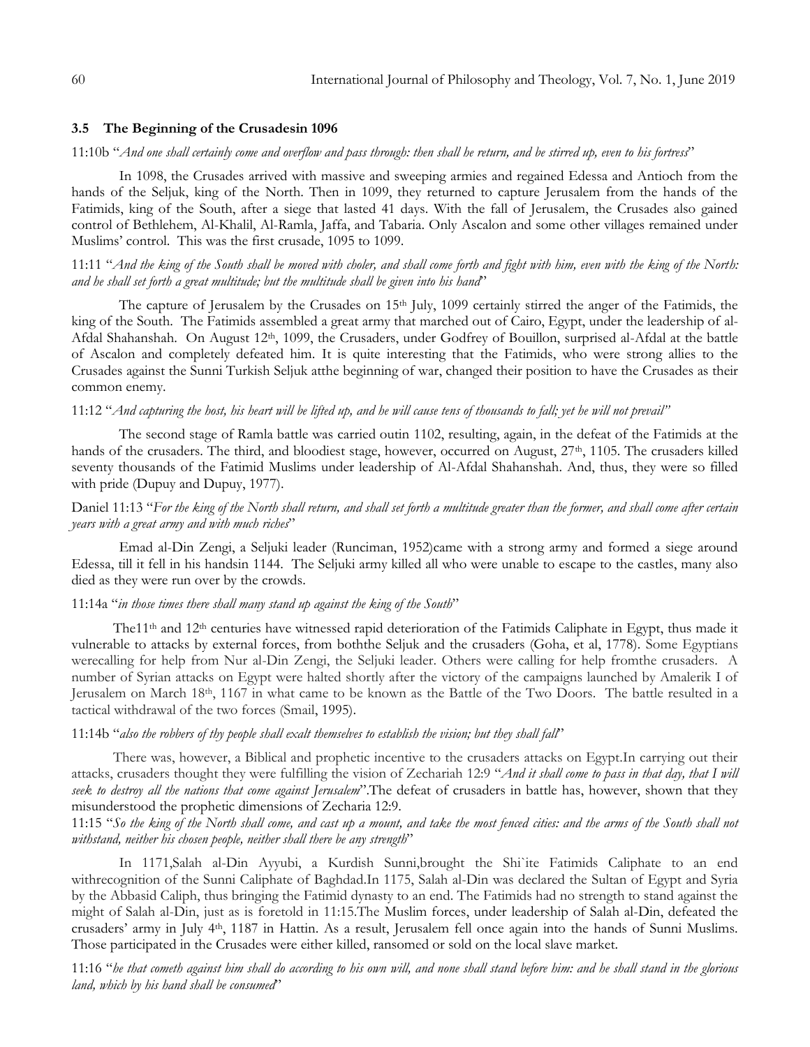### 3.5 The Beginning of the Crusadesin 1096

11:10b "*And one shall certainly come and overflow and pass through: then shall he return, and be stirred up, even to his fortress*"

In 1098, the Crusades arrived with massive and sweeping armies and regained Edessa and Antioch from the hands of the Seljuk, king of the North. Then in 1099, they returned to capture Jerusalem from the hands of the Fatimids, king of the South, after a siege that lasted 41 days. With the fall of Jerusalem, the Crusades also gained control of Bethlehem, Al-Khalil, Al-Ramla, Jaffa, and Tabaria. Only Ascalon and some other villages remained under Muslims' control. This was the first crusade, 1095 to 1099.

11:11 "*And the king of the South shall be moved with choler, and shall come forth and fight with him, even with the king of the North: and he shall set forth a great multitude; but the multitude shall be given into his hand*"

The capture of Jerusalem by the Crusades on 15th July, 1099 certainly stirred the anger of the Fatimids, the king of the South. The Fatimids assembled a great army that marched out of Cairo, Egypt, under the leadership of al-Afdal Shahanshah. On August 12th, 1099, the Crusaders, under Godfrey of Bouillon, surprised al-Afdal at the battle of Ascalon and completely defeated him. It is quite interesting that the Fatimids, who were strong allies to the Crusades against the Sunni Turkish Seljuk atthe beginning of war, changed their position to have the Crusades as their common enemy.

11:12 "*And capturing the host, his heart will be lifted up, and he will cause tens of thousands to fall; yet he will not prevail"*

The second stage of Ramla battle was carried outin 1102, resulting, again, in the defeat of the Fatimids at the hands of the crusaders. The third, and bloodiest stage, however, occurred on August, 27th, 1105. The crusaders killed seventy thousands of the Fatimid Muslims under leadership of Al-Afdal Shahanshah. And, thus, they were so filled with pride (Dupuy and Dupuy, 1977).

Daniel 11:13 "*For the king of the North shall return, and shall set forth a multitude greater than the former, and shall come after certain years with a great army and with much riches*"

Emad al-Din Zengi, a Seljuki leader (Runciman, 1952)came with a strong army and formed a siege around Edessa, till it fell in his handsin 1144. The Seljuki army killed all who were unable to escape to the castles, many also died as they were run over by the crowds.

11:14a "*in those times there shall many stand up against the king of the South*"

The11th and 12th centuries have witnessed rapid deterioration of the Fatimids Caliphate in Egypt, thus made it vulnerable to attacks by external forces, from boththe Seljuk and the crusaders (Goha, et al, 1778). Some Egyptians werecalling for help from Nur al-Din Zengi, the Seljuki leader. Others were calling for help fromthe crusaders. A number of Syrian attacks on Egypt were halted shortly after the victory of the campaigns launched by Amalerik I of Jerusalem on March 18th, 1167 in what came to be known as the Battle of the Two Doors. The battle resulted in a tactical withdrawal of the two forces (Smail, 1995).

11:14b "*also the robbers of thy people shall exalt themselves to establish the vision; but they shall fall*"

There was, however, a Biblical and prophetic incentive to the crusaders attacks on Egypt.In carrying out their attacks, crusaders thought they were fulfilling the vision of Zechariah 12:9 "*And it shall come to pass in that day, that I will seek to destroy all the nations that come against Jerusalem*".The defeat of crusaders in battle has, however, shown that they misunderstood the prophetic dimensions of Zecharia 12:9.

11:15 "*So the king of the North shall come, and cast up a mount, and take the most fenced cities: and the arms of the South shall not withstand, neither his chosen people, neither shall there be any strength*"

In 1171,Salah al-Din Ayyubi, a Kurdish Sunni,brought the Shi`ite Fatimids Caliphate to an end withrecognition of the Sunni Caliphate of Baghdad.In 1175, Salah al-Din was declared the Sultan of Egypt and Syria by the Abbasid Caliph, thus bringing the Fatimid dynasty to an end. The Fatimids had no strength to stand against the might of Salah al-Din, just as is foretold in 11:15.The Muslim forces, under leadership of Salah al-Din, defeated the crusaders' army in July 4th, 1187 in Hattin. As a result, Jerusalem fell once again into the hands of Sunni Muslims. Those participated in the Crusades were either killed, ransomed or sold on the local slave market.

11:16 "*he that cometh against him shall do according to his own will, and none shall stand before him: and he shall stand in the glorious land, which by his hand shall be consumed*"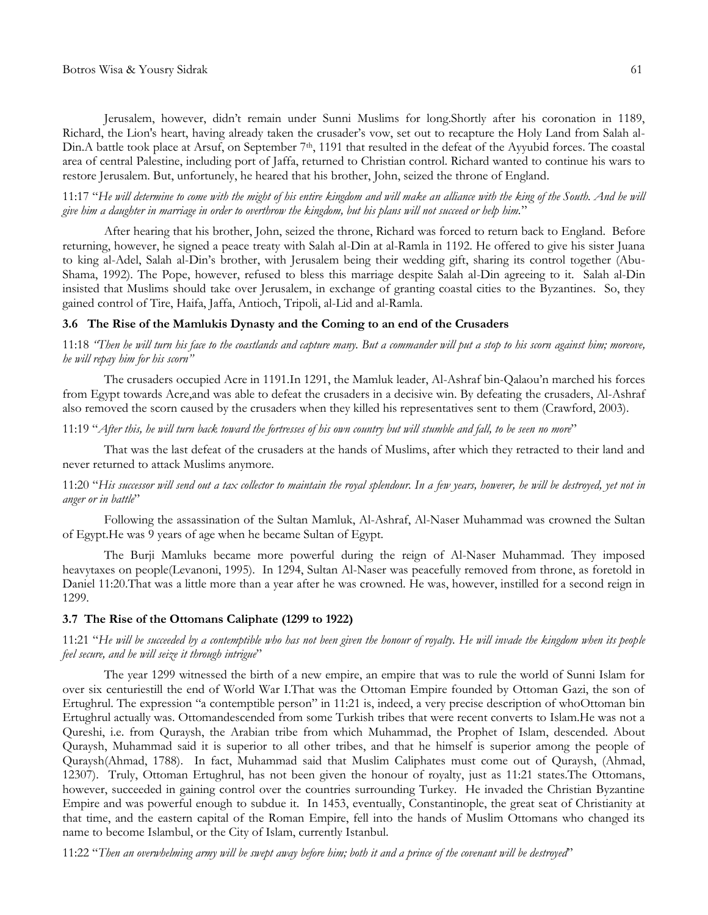Jerusalem, however, didn't remain under Sunni Muslims for long.Shortly after his coronation in 1189, Richard, the Lion's heart, having already taken the crusader's vow, set out to recapture the Holy Land from Salah al-Din.A battle took place at Arsuf, on September 7th, 1191 that resulted in the defeat of the Ayyubid forces. The coastal area of central Palestine, including port of Jaffa, returned to Christian control. Richard wanted to continue his wars to restore Jerusalem. But, unfortunely, he heared that his brother, John, seized the throne of England.

11:17 "*He will determine to come with the might of his entire kingdom and will make an alliance with the king of the South. And he will give him a daughter in marriage in order to overthrow the kingdom, but his plans will not succeed or help him.*"

After hearing that his brother, John, seized the throne, Richard was forced to return back to England. Before returning, however, he signed a peace treaty with Salah al-Din at al-Ramla in 1192. He offered to give his sister Juana to king al-Adel, Salah al-Din's brother, with Jerusalem being their wedding gift, sharing its control together (Abu-Shama, 1992). The Pope, however, refused to bless this marriage despite Salah al-Din agreeing to it. Salah al-Din insisted that Muslims should take over Jerusalem, in exchange of granting coastal cities to the Byzantines. So, they gained control of Tire, Haifa, Jaffa, Antioch, Tripoli, al-Lid and al-Ramla.

### 3.6 The Rise of the Mamlukis Dynasty and the Coming to an end of the Crusaders

11:18 *"Then he will turn his face to the coastlands and capture many. But a commander will put a stop to his scorn against him; moreove, he will repay him for his scorn"*

The crusaders occupied Acre in 1191.In 1291, the Mamluk leader, Al-Ashraf bin-Qalaou'n marched his forces from Egypt towards Acre,and was able to defeat the crusaders in a decisive win. By defeating the crusaders, Al-Ashraf also removed the scorn caused by the crusaders when they killed his representatives sent to them (Crawford, 2003).

11:19 "*After this, he will turn back toward the fortresses of his own country but will stumble and fall, to be seen no more*"

That was the last defeat of the crusaders at the hands of Muslims, after which they retracted to their land and never returned to attack Muslims anymore.

11:20 "*His successor will send out a tax collector to maintain the royal splendour. In a few years, however, he will be destroyed, yet not in anger or in battle*"

Following the assassination of the Sultan Mamluk, Al-Ashraf, Al-Naser Muhammad was crowned the Sultan of Egypt.He was 9 years of age when he became Sultan of Egypt.

The Burji Mamluks became more powerful during the reign of Al-Naser Muhammad. They imposed heavytaxes on people(Levanoni, 1995). In 1294, Sultan Al-Naser was peacefully removed from throne, as foretold in Daniel 11:20.That was a little more than a year after he was crowned. He was, however, instilled for a second reign in 1299.

### 3.7 The Rise of the Ottomans Caliphate (1299 to 1922)

11:21 "*He will be succeeded by a contemptible who has not been given the honour of royalty. He will invade the kingdom when its people feel secure, and he will seize it through intrigue*"

The year 1299 witnessed the birth of a new empire, an empire that was to rule the world of Sunni Islam for over six centuriestill the end of World War I.That was the Ottoman Empire founded by Ottoman Gazi, the son of Ertughrul. The expression "a contemptible person" in 11:21 is, indeed, a very precise description of whoOttoman bin Ertughrul actually was. Ottomandescended from some Turkish tribes that were recent converts to Islam.He was not a Qureshi, i.e. from Quraysh, the Arabian tribe from which Muhammad, the Prophet of Islam, descended. About Quraysh, Muhammad said it is superior to all other tribes, and that he himself is superior among the people of Quraysh(Ahmad, 1788). In fact, Muhammad said that Muslim Caliphates must come out of Quraysh, (Ahmad, 12307). Truly, Ottoman Ertughrul, has not been given the honour of royalty, just as 11:21 states.The Ottomans, however, succeeded in gaining control over the countries surrounding Turkey. He invaded the Christian Byzantine Empire and was powerful enough to subdue it. In 1453, eventually, Constantinople, the great seat of Christianity at that time, and the eastern capital of the Roman Empire, fell into the hands of Muslim Ottomans who changed its name to become Islambul, or the City of Islam, currently Istanbul.

11:22 "*Then an overwhelming army will be swept away before him; both it and a prince of the covenant will be destroyed*"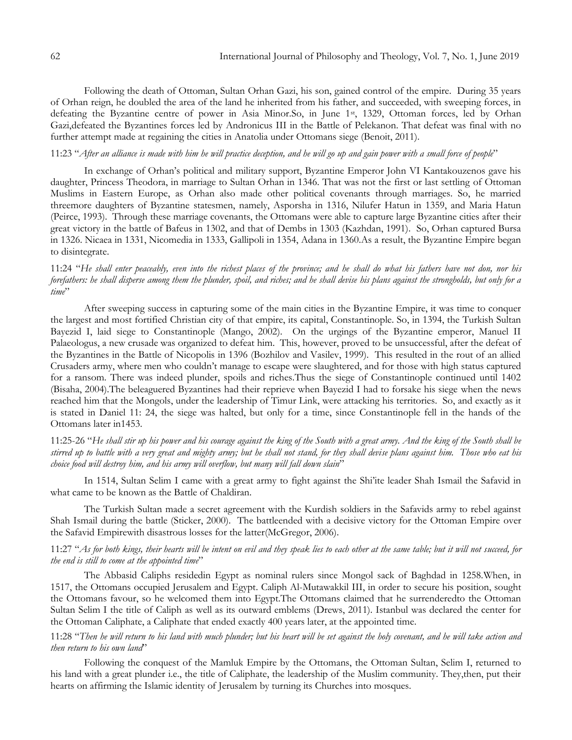Following the death of Ottoman, Sultan Orhan Gazi, his son, gained control of the empire. During 35 years of Orhan reign, he doubled the area of the land he inherited from his father, and succeeded, with sweeping forces, in defeating the Byzantine centre of power in Asia Minor.So, in June 1st, 1329, Ottoman forces, led by Orhan Gazi,defeated the Byzantines forces led by Andronicus III in the Battle of Pelekanon. That defeat was final with no further attempt made at regaining the cities in Anatolia under Ottomans siege (Benoit, 2011).

11:23 "*After an alliance is made with him he will practice deception, and he will go up and gain power with a small force of people*"

In exchange of Orhan's political and military support, Byzantine Emperor John VI Kantakouzenos gave his daughter, Princess Theodora, in marriage to Sultan Orhan in 1346. That was not the first or last settling of Ottoman Muslims in Eastern Europe, as Orhan also made other political covenants through marriages. So, he married threemore daughters of Byzantine statesmen, namely, Asporsha in 1316, Nilufer Hatun in 1359, and Maria Hatun (Peirce, 1993). Through these marriage covenants, the Ottomans were able to capture large Byzantine cities after their great victory in the battle of Bafeus in 1302, and that of Dembs in 1303 (Kazhdan, 1991). So, Orhan captured Bursa in 1326. Nicaea in 1331, Nicomedia in 1333, Gallipoli in 1354, Adana in 1360.As a result, the Byzantine Empire began to disintegrate.

11:24 "*He shall enter peaceably, even into the richest places of the province; and he shall do what his fathers have not don, nor his forefathers: he shall disperse among them the plunder, spoil, and riches; and he shall devise his plans against the strongholds, but only for a time*"

After sweeping success in capturing some of the main cities in the Byzantine Empire, it was time to conquer the largest and most fortified Christian city of that empire, its capital, Constantinople. So, in 1394, the Turkish Sultan Bayezid I, laid siege to Constantinople (Mango, 2002). On the urgings of the Byzantine emperor, Manuel II Palaeologus, a new crusade was organized to defeat him. This, however, proved to be unsuccessful, after the defeat of the Byzantines in the Battle of Nicopolis in 1396 (Bozhilov and Vasilev, 1999). This resulted in the rout of an allied Crusaders army, where men who couldn't manage to escape were slaughtered, and for those with high status captured for a ransom. There was indeed plunder, spoils and riches.Thus the siege of Constantinople continued until 1402 (Bisaha, 2004).The beleaguered Byzantines had their reprieve when Bayezid I had to forsake his siege when the news reached him that the Mongols, under the leadership of Timur Link, were attacking his territories. So, and exactly as it is stated in Daniel 11: 24, the siege was halted, but only for a time, since Constantinople fell in the hands of the Ottomans later in1453.

11:25-26 "*He shall stir up his power and his courage against the king of the South with a great army. And the king of the South shall be stirred up to battle with a very great and mighty army; but he shall not stand, for they shall devise plans against him. Those who eat his choice food will destroy him, and his army will overflow, but many will fall down slain*"

In 1514, Sultan Selim I came with a great army to fight against the Shi'ite leader Shah Ismail the Safavid in what came to be known as the Battle of Chaldiran.

The Turkish Sultan made a secret agreement with the Kurdish soldiers in the Safavids army to rebel against Shah Ismail during the battle (Sticker, 2000). The battleended with a decisive victory for the Ottoman Empire over the Safavid Empirewith disastrous losses for the latter(McGregor, 2006).

11:27 "*As for both kings, their hearts will be intent on evil and they speak lies to each other at the same table; but it will not succeed, for the end is still to come at the appointed time*"

The Abbasid Caliphs residedin Egypt as nominal rulers since Mongol sack of Baghdad in 1258.When, in 1517, the Ottomans occupied Jerusalem and Egypt. Caliph Al-Mutawakkil III, in order to secure his position, sought the Ottomans favour, so he welcomed them into Egypt.The Ottomans claimed that he surrenderedto the Ottoman Sultan Selim I the title of Caliph as well as its outward emblems (Drews, 2011). Istanbul was declared the center for the Ottoman Caliphate, a Caliphate that ended exactly 400 years later, at the appointed time.

11:28 "*Then he will return to his land with much plunder; but his heart will be set against the holy covenant, and he will take action and then return to his own land*"

Following the conquest of the Mamluk Empire by the Ottomans, the Ottoman Sultan, Selim I, returned to his land with a great plunder i.e., the title of Caliphate, the leadership of the Muslim community. They,then, put their hearts on affirming the Islamic identity of Jerusalem by turning its Churches into mosques.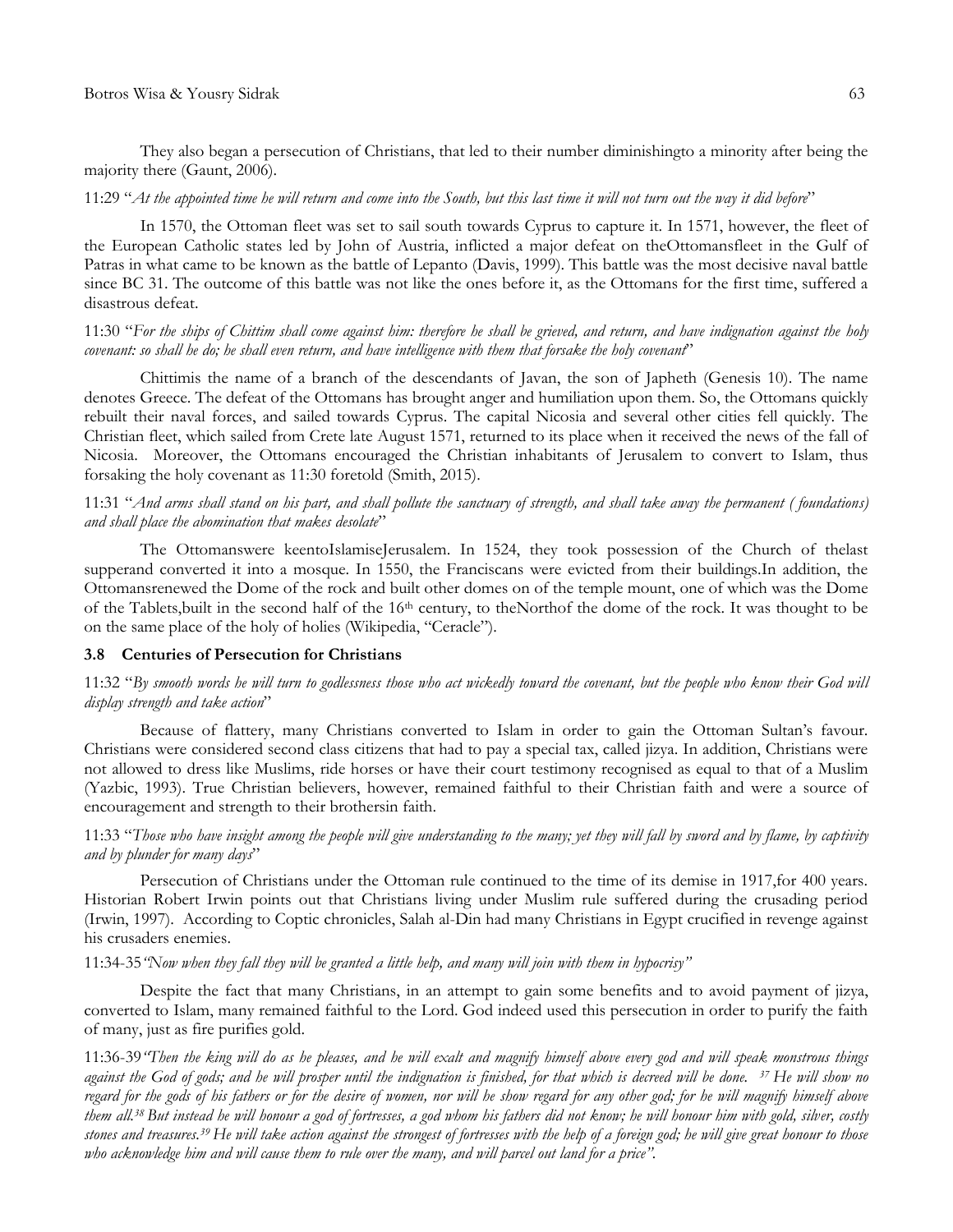They also began a persecution of Christians, that led to their number diminishingto a minority after being the majority there (Gaunt, 2006).

11:29 "*At the appointed time he will return and come into the South, but this last time it will not turn out the way it did before*"

In 1570, the Ottoman fleet was set to sail south towards Cyprus to capture it. In 1571, however, the fleet of the European Catholic states led by John of Austria, inflicted a major defeat on theOttomansfleet in the Gulf of Patras in what came to be known as the battle of Lepanto (Davis, 1999). This battle was the most decisive naval battle since BC 31. The outcome of this battle was not like the ones before it, as the Ottomans for the first time, suffered a disastrous defeat.

11:30 "*For the ships of Chittim shall come against him: therefore he shall be grieved, and return, and have indignation against the holy covenant: so shall he do; he shall even return, and have intelligence with them that forsake the holy covenant*"

Chittimis the name of a branch of the descendants of Javan, the son of Japheth (Genesis 10). The name denotes Greece. The defeat of the Ottomans has brought anger and humiliation upon them. So, the Ottomans quickly rebuilt their naval forces, and sailed towards Cyprus. The capital Nicosia and several other cities fell quickly. The Christian fleet, which sailed from Crete late August 1571, returned to its place when it received the news of the fall of Nicosia. Moreover, the Ottomans encouraged the Christian inhabitants of Jerusalem to convert to Islam, thus forsaking the holy covenant as 11:30 foretold (Smith, 2015).

11:31 "*And arms shall stand on his part, and shall pollute the sanctuary of strength, and shall take away the permanent ( foundations) and shall place the abomination that makes desolate*"

The Ottomanswere keentoIslamiseJerusalem. In 1524, they took possession of the Church of thelast supperand converted it into a mosque. In 1550, the Franciscans were evicted from their buildings.In addition, the Ottomansrenewed the Dome of the rock and built other domes on of the temple mount, one of which was the Dome of the Tablets,built in the second half of the 16th century, to theNorthof the dome of the rock. It was thought to be on the same place of the holy of holies (Wikipedia, "Ceracle").

### 3.8 Centuries of Persecution for Christians

11:32 "*By smooth words he will turn to godlessness those who act wickedly toward the covenant, but the people who know their God will display strength and take action*"

Because of flattery, many Christians converted to Islam in order to gain the Ottoman Sultan's favour. Christians were considered second class citizens that had to pay a special tax, called jizya. In addition, Christians were not allowed to dress like Muslims, ride horses or have their court testimony recognised as equal to that of a Muslim (Yazbic, 1993). True Christian believers, however, remained faithful to their Christian faith and were a source of encouragement and strength to their brothersin faith.

11:33 "*Those who have insight among the people will give understanding to the many; yet they will fall by sword and by flame, by captivity and by plunder for many days*"

Persecution of Christians under the Ottoman rule continued to the time of its demise in 1917,for 400 years. Historian Robert Irwin points out that Christians living under Muslim rule suffered during the crusading period (Irwin, 1997). According to Coptic chronicles, Salah al-Din had many Christians in Egypt crucified in revenge against his crusaders enemies.

11:34-35*"Now when they fall they will be granted a little help, and many will join with them in hypocrisy"*

Despite the fact that many Christians, in an attempt to gain some benefits and to avoid payment of jizya, converted to Islam, many remained faithful to the Lord. God indeed used this persecution in order to purify the faith of many, just as fire purifies gold.

11:36-39*"Then the king will do as he pleases, and he will exalt and magnify himself above every god and will speak monstrous things against the God of gods; and he will prosper until the indignation is finished, for that which is decreed will be done. 37 He will show no regard for the gods of his fathers or for the desire of women, nor will he show regard for any other god; for he will magnify himself above them all.38 But instead he will honour a god of fortresses, a god whom his fathers did not know; he will honour him with gold, silver, costly stones and treasures.39 He will take action against the strongest of fortresses with the help of a foreign god; he will give great honour to those who acknowledge him and will cause them to rule over the many, and will parcel out land for a price".*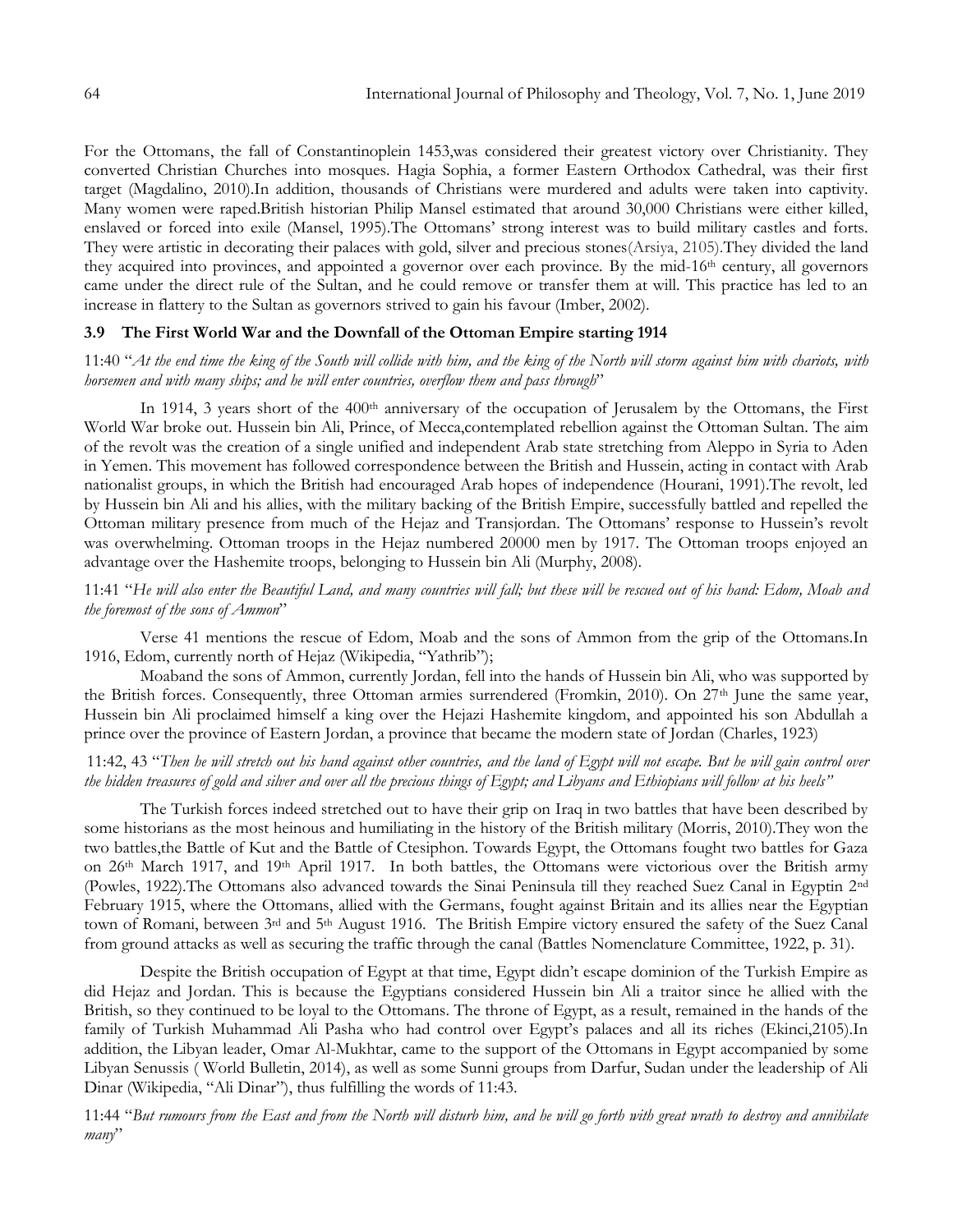For the Ottomans, the fall of Constantinoplein 1453,was considered their greatest victory over Christianity. They converted Christian Churches into mosques. Hagia Sophia, a former Eastern Orthodox Cathedral, was their first target (Magdalino, 2010).In addition, thousands of Christians were murdered and adults were taken into captivity. Many women were raped.British historian Philip Mansel estimated that around 30,000 Christians were either killed, enslaved or forced into exile (Mansel, 1995).The Ottomans' strong interest was to build military castles and forts. They were artistic in decorating their palaces with gold, silver and precious stones(Arsiya, 2105).They divided the land they acquired into provinces, and appointed a governor over each province. By the mid-16th century, all governors came under the direct rule of the Sultan, and he could remove or transfer them at will. This practice has led to an increase in flattery to the Sultan as governors strived to gain his favour (Imber, 2002).

### 3.9 The First World War and the Downfall of the Ottoman Empire starting 1914

11:40 "*At the end time the king of the South will collide with him, and the king of the North will storm against him with chariots, with horsemen and with many ships; and he will enter countries, overflow them and pass through*"

In 1914, 3 years short of the 400th anniversary of the occupation of Jerusalem by the Ottomans, the First World War broke out. Hussein bin Ali, Prince, of Mecca,contemplated rebellion against the Ottoman Sultan. The aim of the revolt was the creation of a single unified and independent Arab state stretching from Aleppo in Syria to Aden in Yemen. This movement has followed correspondence between the British and Hussein, acting in contact with Arab nationalist groups, in which the British had encouraged Arab hopes of independence (Hourani, 1991).The revolt, led by Hussein bin Ali and his allies, with the military backing of the British Empire, successfully battled and repelled the Ottoman military presence from much of the Hejaz and Transjordan. The Ottomans' response to Hussein's revolt was overwhelming. Ottoman troops in the Hejaz numbered 20000 men by 1917. The Ottoman troops enjoyed an advantage over the Hashemite troops, belonging to Hussein bin Ali (Murphy, 2008).

11:41 "*He will also enter the Beautiful Land, and many countries will fall; but these will be rescued out of his hand: Edom, Moab and the foremost of the sons of Ammon*"

Verse 41 mentions the rescue of Edom, Moab and the sons of Ammon from the grip of the Ottomans.In 1916, Edom, currently north of Hejaz (Wikipedia, "Yathrib");

Moaband the sons of Ammon, currently Jordan, fell into the hands of Hussein bin Ali, who was supported by the British forces. Consequently, three Ottoman armies surrendered (Fromkin, 2010). On 27th June the same year, Hussein bin Ali proclaimed himself a king over the Hejazi Hashemite kingdom, and appointed his son Abdullah a prince over the province of Eastern Jordan, a province that became the modern state of Jordan (Charles, 1923)

11:42, 43 "*Then he will stretch out his hand against other countries, and the land of Egypt will not escape. But he will gain control over the hidden treasures of gold and silver and over all the precious things of Egypt; and Libyans and Ethiopians will follow at his heels"*

The Turkish forces indeed stretched out to have their grip on Iraq in two battles that have been described by some historians as the most heinous and humiliating in the history of the British military (Morris, 2010).They won the two battles,the Battle of Kut and the Battle of Ctesiphon. Towards Egypt, the Ottomans fought two battles for Gaza on 26th March 1917, and 19th April 1917. In both battles, the Ottomans were victorious over the British army (Powles, 1922).The Ottomans also advanced towards the Sinai Peninsula till they reached Suez Canal in Egyptin 2nd February 1915, where the Ottomans, allied with the Germans, fought against Britain and its allies near the Egyptian town of Romani, between 3rd and 5th August 1916. The British Empire victory ensured the safety of the Suez Canal from ground attacks as well as securing the traffic through the canal (Battles Nomenclature Committee, 1922, p. 31).

Despite the British occupation of Egypt at that time, Egypt didn't escape dominion of the Turkish Empire as did Hejaz and Jordan. This is because the Egyptians considered Hussein bin Ali a traitor since he allied with the British, so they continued to be loyal to the Ottomans. The throne of Egypt, as a result, remained in the hands of the family of Turkish Muhammad Ali Pasha who had control over Egypt's palaces and all its riches (Ekinci,2105).In addition, the Libyan leader, Omar Al-Mukhtar, came to the support of the Ottomans in Egypt accompanied by some Libyan Senussis ( World Bulletin, 2014), as well as some Sunni groups from Darfur, Sudan under the leadership of Ali Dinar (Wikipedia, "Ali Dinar"), thus fulfilling the words of 11:43.

11:44 "*But rumours from the East and from the North will disturb him, and he will go forth with great wrath to destroy and annihilate many*"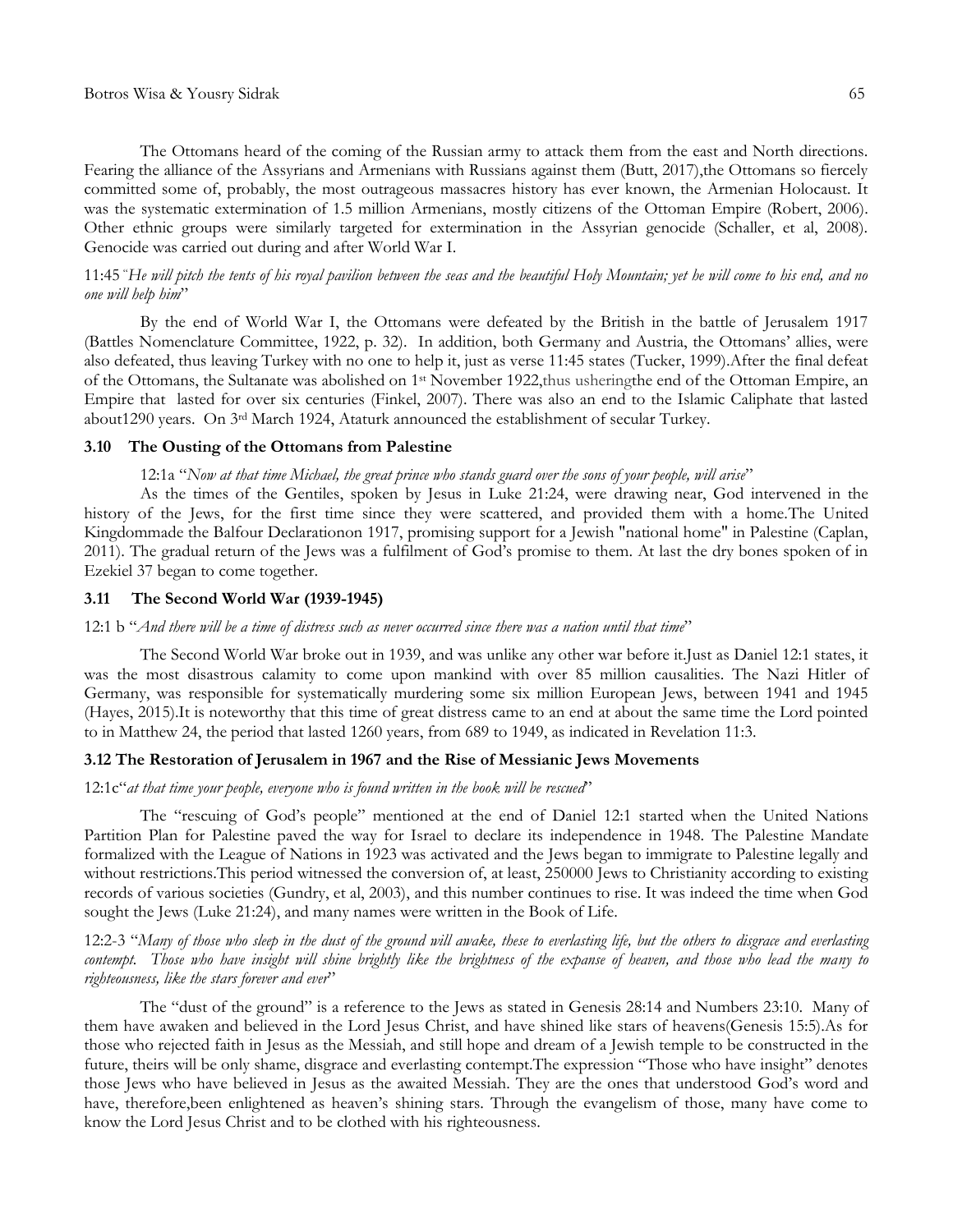The Ottomans heard of the coming of the Russian army to attack them from the east and North directions. Fearing the alliance of the Assyrians and Armenians with Russians against them (Butt, 2017),the Ottomans so fiercely committed some of, probably, the most outrageous massacres history has ever known, the Armenian Holocaust. It was the systematic extermination of 1.5 million Armenians, mostly citizens of the Ottoman Empire (Robert, 2006). Other ethnic groups were similarly targeted for extermination in the Assyrian genocide (Schaller, et al, 2008). Genocide was carried out during and after World War I.

11:45 "*He will pitch the tents of his royal pavilion between the seas and the beautiful Holy Mountain; yet he will come to his end, and no one will help him*"

By the end of World War I, the Ottomans were defeated by the British in the battle of Jerusalem 1917 (Battles Nomenclature Committee, 1922, p. 32). In addition, both Germany and Austria, the Ottomans' allies, were also defeated, thus leaving Turkey with no one to help it, just as verse 11:45 states (Tucker, 1999).After the final defeat of the Ottomans, the Sultanate was abolished on 1st November 1922,thus usheringthe end of the Ottoman Empire, an Empire that lasted for over six centuries (Finkel, 2007). There was also an end to the Islamic Caliphate that lasted about1290 years. On 3rd March 1924, Ataturk announced the establishment of secular Turkey.

### 3.10 The Ousting of the Ottomans from Palestine

12:1a "*Now at that time Michael, the great prince who stands guard over the sons of your people, will arise*"

As the times of the Gentiles, spoken by Jesus in Luke 21:24, were drawing near, God intervened in the history of the Jews, for the first time since they were scattered, and provided them with a home.The United Kingdommade the Balfour Declarationon 1917, promising support for a Jewish "national home" in Palestine (Caplan, 2011). The gradual return of the Jews was a fulfilment of God's promise to them. At last the dry bones spoken of in Ezekiel 37 began to come together.

### 3.11 The Second World War (1939-1945)

12:1 b "*And there will be a time of distress such as never occurred since there was a nation until that time*"

The Second World War broke out in 1939, and was unlike any other war before it.Just as Daniel 12:1 states, it was the most disastrous calamity to come upon mankind with over 85 million causalities. The Nazi Hitler of Germany, was responsible for systematically murdering some six million European Jews, between 1941 and 1945 (Hayes, 2015).It is noteworthy that this time of great distress came to an end at about the same time the Lord pointed to in Matthew 24, the period that lasted 1260 years, from 689 to 1949, as indicated in Revelation 11:3.

### 3.12 The Restoration of Jerusalem in 1967 and the Rise of Messianic Jews Movements

12:1c"*at that time your people, everyone who is found written in the book will be rescued*"

The "rescuing of God's people" mentioned at the end of Daniel 12:1 started when the United Nations Partition Plan for Palestine paved the way for Israel to declare its independence in 1948. The Palestine Mandate formalized with the League of Nations in 1923 was activated and the Jews began to immigrate to Palestine legally and without restrictions.This period witnessed the conversion of, at least, 250000 Jews to Christianity according to existing records of various societies (Gundry, et al, 2003), and this number continues to rise. It was indeed the time when God sought the Jews (Luke 21:24), and many names were written in the Book of Life.

12:2-3 "*Many of those who sleep in the dust of the ground will awake, these to everlasting life, but the others to disgrace and everlasting contempt. Those who have insight will shine brightly like the brightness of the expanse of heaven, and those who lead the many to righteousness, like the stars forever and ever*"

The "dust of the ground" is a reference to the Jews as stated in Genesis 28:14 and Numbers 23:10. Many of them have awaken and believed in the Lord Jesus Christ, and have shined like stars of heavens(Genesis 15:5).As for those who rejected faith in Jesus as the Messiah, and still hope and dream of a Jewish temple to be constructed in the future, theirs will be only shame, disgrace and everlasting contempt.The expression "Those who have insight" denotes those Jews who have believed in Jesus as the awaited Messiah. They are the ones that understood God's word and have, therefore,been enlightened as heaven's shining stars. Through the evangelism of those, many have come to know the Lord Jesus Christ and to be clothed with his righteousness.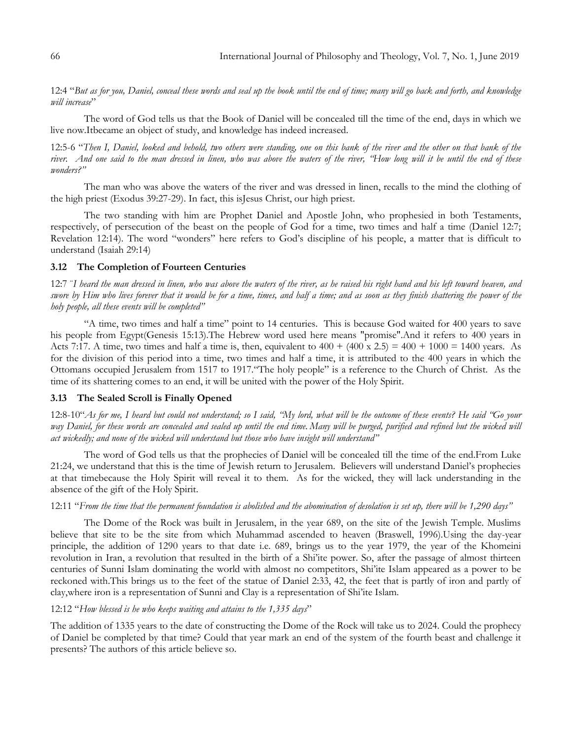12:4 "*But as for you, Daniel, conceal these words and seal up the book until the end of time; many will go back and forth, and knowledge will increase*"

The word of God tells us that the Book of Daniel will be concealed till the time of the end, days in which we live now.Itbecame an object of study, and knowledge has indeed increased.

12:5-6 "*Then I, Daniel, looked and behold, two others were standing, one on this bank of the river and the other on that bank of the river. And one said to the man dressed in linen, who was above the waters of the river, "How long will it be until the end of these wonders?"*

The man who was above the waters of the river and was dressed in linen, recalls to the mind the clothing of the high priest (Exodus 39:27-29). In fact, this isJesus Christ, our high priest.

The two standing with him are Prophet Daniel and Apostle John, who prophesied in both Testaments, respectively, of persecution of the beast on the people of God for a time, two times and half a time (Daniel 12:7; Revelation 12:14). The word "wonders" here refers to God's discipline of his people, a matter that is difficult to understand (Isaiah 29:14)

### 3.12 The Completion of Fourteen Centuries

12:7 "*I heard the man dressed in linen, who was above the waters of the river, as he raised his right hand and his left toward heaven, and swore by Him who lives forever that it would be for a time, times, and half a time; and as soon as they finish shattering the power of the holy people, all these events will be completed"*

"A time, two times and half a time" point to 14 centuries. This is because God waited for 400 years to save his people from Egypt(Genesis 15:13).The Hebrew word used here means "promise".And it refers to 400 years in Acts 7:17. A time, two times and half a time is, then, equivalent to $400 + (400 \times 2.5) = 400 + 1000 = 1400$ years. As for the division of this period into a time, two times and half a time, it is attributed to the 400 years in which the Ottomans occupied Jerusalem from 1517 to 1917."The holy people" is a reference to the Church of Christ. As the time of its shattering comes to an end, it will be united with the power of the Holy Spirit.

### 3.13 The Sealed Scroll is Finally Opened

12:8-10"*As for me, I heard but could not understand; so I said, "My lord, what will be the outcome of these events? He said "Go your way Daniel, for these words are concealed and sealed up until the end time. Many will be purged, purified and refined but the wicked will act wickedly; and none of the wicked will understand but those who have insight will understand"*

The word of God tells us that the prophecies of Daniel will be concealed till the time of the end.From Luke 21:24, we understand that this is the time of Jewish return to Jerusalem. Believers will understand Daniel's prophecies at that timebecause the Holy Spirit will reveal it to them. As for the wicked, they will lack understanding in the absence of the gift of the Holy Spirit.

12:11 "*From the time that the permanent foundation is abolished and the abomination of desolation is set up, there will be 1,290 days"*

The Dome of the Rock was built in Jerusalem, in the year 689, on the site of the Jewish Temple. Muslims believe that site to be the site from which Muhammad ascended to heaven (Braswell, 1996).Using the day-year principle, the addition of 1290 years to that date i.e. 689, brings us to the year 1979, the year of the Khomeini revolution in Iran, a revolution that resulted in the birth of a Shi'ite power. So, after the passage of almost thirteen centuries of Sunni Islam dominating the world with almost no competitors, Shi'ite Islam appeared as a power to be reckoned with.This brings us to the feet of the statue of Daniel 2:33, 42, the feet that is partly of iron and partly of clay,where iron is a representation of Sunni and Clay is a representation of Shi'ite Islam.

12:12 "*How blessed is he who keeps waiting and attains to the 1,335 days*"

The addition of 1335 years to the date of constructing the Dome of the Rock will take us to 2024. Could the prophecy of Daniel be completed by that time? Could that year mark an end of the system of the fourth beast and challenge it presents? The authors of this article believe so.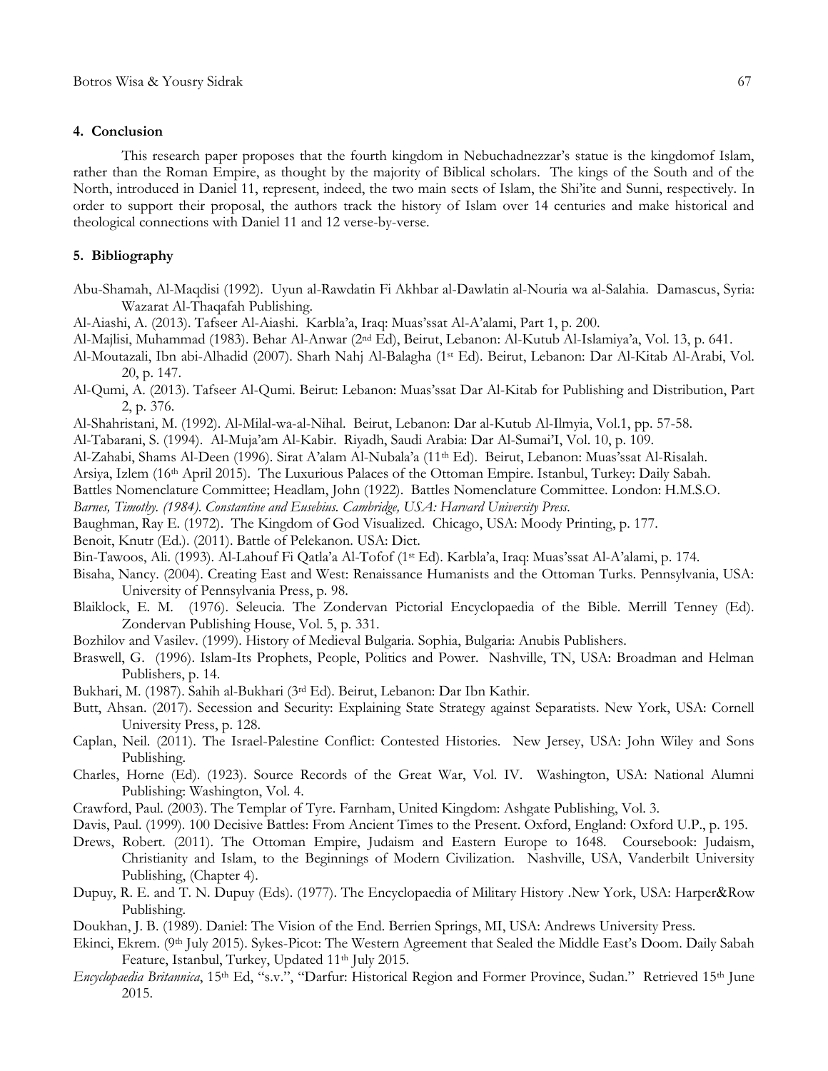## 4. Conclusion

This research paper proposes that the fourth kingdom in Nebuchadnezzar's statue is the kingdomof Islam, rather than the Roman Empire, as thought by the majority of Biblical scholars. The kings of the South and of the North, introduced in Daniel 11, represent, indeed, the two main sects of Islam, the Shi'ite and Sunni, respectively. In order to support their proposal, the authors track the history of Islam over 14 centuries and make historical and theological connections with Daniel 11 and 12 verse-by-verse.

## 5. Bibliography

Abu-Shamah, Al-Maqdisi (1992). Uyun al-Rawdatin Fi Akhbar al-Dawlatin al-Nouria wa al-Salahia. Damascus, Syria: Wazarat Al-Thaqafah Publishing.

Al-Aiashi, A. (2013). Tafseer Al-Aiashi. Karbla'a, Iraq: Muas'ssat Al-A'alami, Part 1, p. 200.

Al-Majlisi, Muhammad (1983). Behar Al-Anwar (2nd Ed), Beirut, Lebanon: Al-Kutub Al-Islamiya'a, Vol. 13, p. 641.

Al-Moutazali, Ibn abi-Alhadid (2007). Sharh Nahj Al-Balagha (1st Ed). Beirut, Lebanon: Dar Al-Kitab Al-Arabi, Vol. 20, p. 147.

Al-Qumi, A. (2013). Tafseer Al-Qumi. Beirut: Lebanon: Muas'ssat Dar Al-Kitab for Publishing and Distribution, Part 2, p. 376.

Al-Shahristani, M. (1992). Al-Milal-wa-al-Nihal. Beirut, Lebanon: Dar al-Kutub Al-Ilmyia, Vol.1, pp. 57-58.

Al-Tabarani, S. (1994). Al-Muja'am Al-Kabir. Riyadh, Saudi Arabia: Dar Al-Sumai'I, Vol. 10, p. 109.

Al-Zahabi, Shams Al-Deen (1996). Sirat A'alam Al-Nubala'a (11th Ed). Beirut, Lebanon: Muas'ssat Al-Risalah.

Arsiya, Izlem (16th April 2015). The Luxurious Palaces of the Ottoman Empire. Istanbul, Turkey: Daily Sabah.

Battles Nomenclature Committee; Headlam, John (1922). Battles Nomenclature Committee. London: H.M.S.O.

*Barnes, Timothy. (1984). Constantine and Eusebius. Cambridge, USA: Harvard University Press.*

Baughman, Ray E. (1972). The Kingdom of God Visualized. Chicago, USA: Moody Printing, p. 177.

Benoit, Knutr (Ed.). (2011). Battle of Pelekanon. USA: Dict.

Bin-Tawoos, Ali. (1993). Al-Lahouf Fi Qatla'a Al-Tofof (1st Ed). Karbla'a, Iraq: Muas'ssat Al-A'alami, p. 174.

Bisaha, Nancy. (2004). Creating East and West: Renaissance Humanists and the Ottoman Turks. Pennsylvania, USA: University of Pennsylvania Press, p. 98.

Blaiklock, E. M. (1976). Seleucia. The Zondervan Pictorial Encyclopaedia of the Bible. Merrill Tenney (Ed). Zondervan Publishing House, Vol. 5, p. 331.

Bozhilov and Vasilev. (1999). History of Medieval Bulgaria. Sophia, Bulgaria: Anubis Publishers.

Braswell, G. (1996). Islam-Its Prophets, People, Politics and Power. Nashville, TN, USA: Broadman and Helman Publishers, p. 14.

Bukhari, M. (1987). Sahih al-Bukhari (3rd Ed). Beirut, Lebanon: Dar Ibn Kathir.

Butt, Ahsan. (2017). Secession and Security: Explaining State Strategy against Separatists. New York, USA: Cornell University Press, p. 128.

Caplan, Neil. (2011). The Israel-Palestine Conflict: Contested Histories. New Jersey, USA: John Wiley and Sons Publishing.

Charles, Horne (Ed). (1923). Source Records of the Great War, Vol. IV. Washington, USA: National Alumni Publishing: Washington, Vol. 4.

Crawford, Paul. (2003). The Templar of Tyre. Farnham, United Kingdom: Ashgate Publishing, Vol. 3.

Davis, Paul. (1999). 100 Decisive Battles: From Ancient Times to the Present. Oxford, England: Oxford U.P., p. 195.

Drews, Robert. (2011). The Ottoman Empire, Judaism and Eastern Europe to 1648. Coursebook: Judaism, Christianity and Islam, to the Beginnings of Modern Civilization. Nashville, USA, Vanderbilt University Publishing, (Chapter 4).

Dupuy, R. E. and T. N. Dupuy (Eds). (1977). The Encyclopaedia of Military History .New York, USA: Harper&Row Publishing.

Doukhan, J. B. (1989). Daniel: The Vision of the End. Berrien Springs, MI, USA: Andrews University Press.

Ekinci, Ekrem. (9th July 2015). Sykes-Picot: The Western Agreement that Sealed the Middle East's Doom. Daily Sabah Feature, Istanbul, Turkey, Updated 11th July 2015.

*Encyclopaedia Britannica*, 15th Ed, "s.v.", "Darfur: Historical Region and Former Province, Sudan." Retrieved 15th June 2015.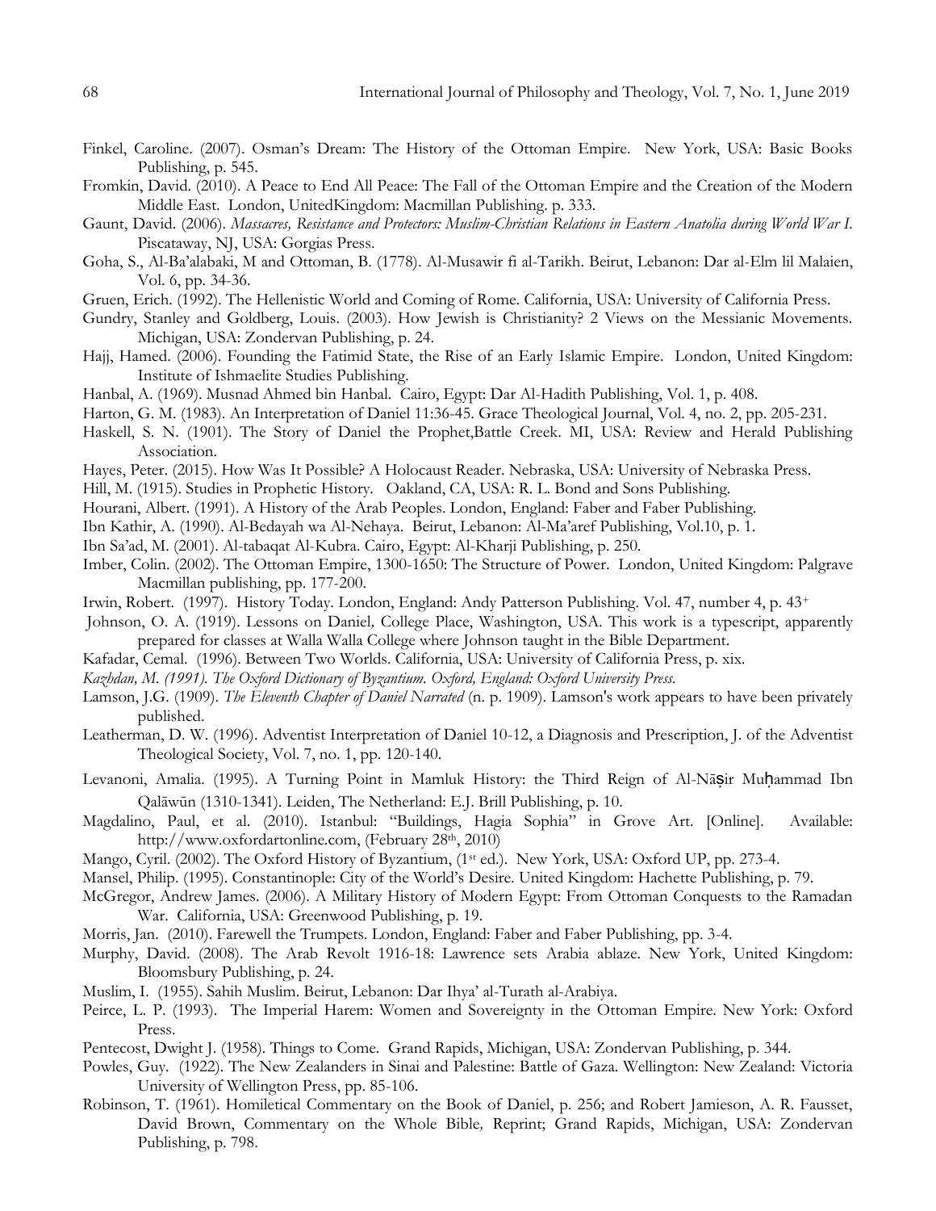Finkel, Caroline. (2007). Osman's Dream: The History of the Ottoman Empire. New York, USA: Basic Books Publishing, p. 545.

Fromkin, David. (2010). A Peace to End All Peace: The Fall of the Ottoman Empire and the Creation of the Modern Middle East. London, UnitedKingdom: Macmillan Publishing. p. 333.

Gaunt, David. (2006). *Massacres, Resistance and Protectors: Muslim-Christian Relations in Eastern Anatolia during World War I*. Piscataway, NJ, USA: Gorgias Press.

Goha, S., Al-Ba'alabaki, M and Ottoman, B. (1778). Al-Musawir fi al-Tarikh. Beirut, Lebanon: Dar al-Elm lil Malaien, Vol. 6, pp. 34-36.

Gruen, Erich. (1992). The Hellenistic World and Coming of Rome. California, USA: University of California Press.

Gundry, Stanley and Goldberg, Louis. (2003). How Jewish is Christianity? 2 Views on the Messianic Movements. Michigan, USA: Zondervan Publishing, p. 24.

Hajj, Hamed. (2006). Founding the Fatimid State, the Rise of an Early Islamic Empire. London, United Kingdom: Institute of Ishmaelite Studies Publishing.

Hanbal, A. (1969). Musnad Ahmed bin Hanbal. Cairo, Egypt: Dar Al-Hadith Publishing, Vol. 1, p. 408.

Harton, G. M. (1983). An Interpretation of Daniel 11:36-45. Grace Theological Journal, Vol. 4, no. 2, pp. 205-231.

Haskell, S. N. (1901). The Story of Daniel the Prophet,Battle Creek. MI, USA: Review and Herald Publishing Association.

Hayes, Peter. (2015). How Was It Possible? A Holocaust Reader. Nebraska, USA: University of Nebraska Press.

Hill, M. (1915). Studies in Prophetic History. Oakland, CA, USA: R. L. Bond and Sons Publishing.

Hourani, Albert. (1991). A History of the Arab Peoples. London, England: Faber and Faber Publishing.

Ibn Kathir, A. (1990). Al-Bedayah wa Al-Nehaya. Beirut, Lebanon: Al-Ma'aref Publishing, Vol.10, p. 1.

Ibn Sa'ad, M. (2001). Al-tabaqat Al-Kubra. Cairo, Egypt: Al-Kharji Publishing, p. 250.

Imber, Colin. (2002). The Ottoman Empire, 1300-1650: The Structure of Power. London, United Kingdom: Palgrave Macmillan publishing, pp. 177-200.

Irwin, Robert. (1997). History Today. London, England: Andy Patterson Publishing. Vol. 47, number 4, p. 43+

Johnson, O. A. (1919). Lessons on Daniel*,* College Place, Washington, USA. This work is a typescript, apparently prepared for classes at Walla Walla College where Johnson taught in the Bible Department.

Kafadar, Cemal. (1996). Between Two Worlds. California, USA: University of California Press, p. xix.

*Kazhdan, M. (1991). The Oxford Dictionary of Byzantium. Oxford, England: Oxford University Press.*

Lamson, J.G. (1909). *The Eleventh Chapter of Daniel Narrated* (n. p. 1909). Lamson's work appears to have been privately published.

Leatherman, D. W. (1996). Adventist Interpretation of Daniel 10-12, a Diagnosis and Prescription, J. of the Adventist Theological Society, Vol. 7, no. 1, pp. 120-140.

Levanoni, Amalia. (1995). A Turning Point in Mamluk History: the Third Reign of Al-Nāṣir Muḥammad Ibn Qalāwūn (1310-1341). Leiden, The Netherland: E.J. Brill Publishing, p. 10.

Magdalino, Paul, et al. (2010). Istanbul: "Buildings, Hagia Sophia" in Grove Art. [Online]. Available: http://www.oxfordartonline.com, (February 28th, 2010)

Mango, Cyril. (2002). The Oxford History of Byzantium, (1st ed.). New York, USA: Oxford UP, pp. 273-4.

Mansel, Philip. (1995). Constantinople: City of the World's Desire. United Kingdom: Hachette Publishing, p. 79.

McGregor, Andrew James. (2006). A Military History of Modern Egypt: From Ottoman Conquests to the Ramadan War. California, USA: Greenwood Publishing, p. 19.

Morris, Jan. (2010). Farewell the Trumpets. London, England: Faber and Faber Publishing, pp. 3-4.

Murphy, David. (2008). The Arab Revolt 1916-18: Lawrence sets Arabia ablaze. New York, United Kingdom: Bloomsbury Publishing, p. 24.

Muslim, I. (1955). Sahih Muslim. Beirut, Lebanon: Dar Ihya' al-Turath al-Arabiya.

Peirce, L. P. (1993). The Imperial Harem: Women and Sovereignty in the Ottoman Empire. New York: Oxford Press.

Pentecost, Dwight J. (1958). Things to Come. Grand Rapids, Michigan, USA: Zondervan Publishing, p. 344.

Powles, Guy. (1922). The New Zealanders in Sinai and Palestine: Battle of Gaza. Wellington: New Zealand: Victoria University of Wellington Press, pp. 85-106.

Robinson, T. (1961). Homiletical Commentary on the Book of Daniel, p. 256; and Robert Jamieson, A. R. Fausset, David Brown, Commentary on the Whole Bible*,* Reprint; Grand Rapids, Michigan, USA: Zondervan Publishing, p. 798.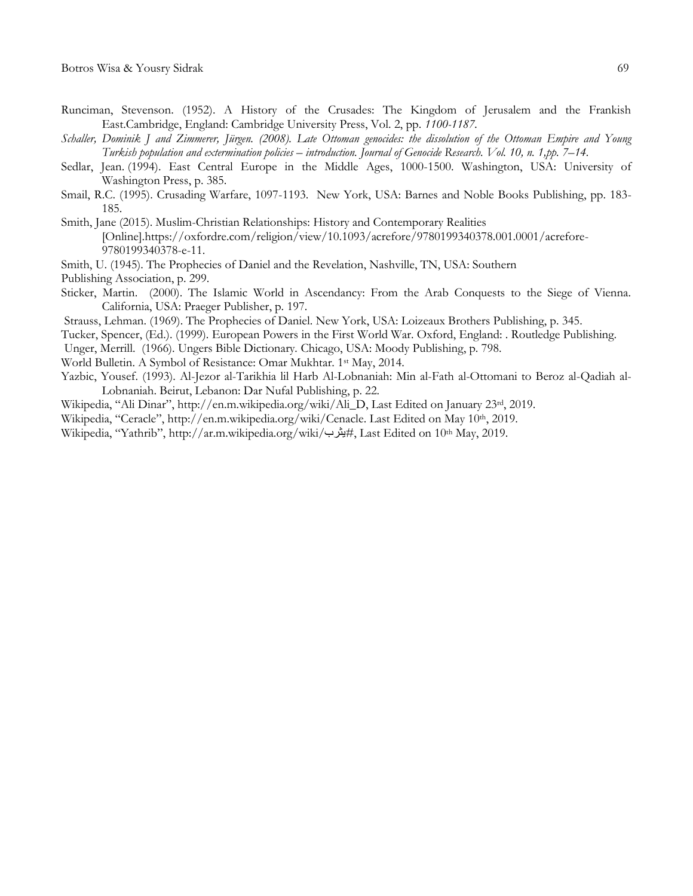Runciman, Stevenson. (1952). A History of the Crusades: The Kingdom of Jerusalem and the Frankish East.Cambridge, England: Cambridge University Press, Vol. 2, pp. *1100-1187*.

*Schaller, Dominik J and Zimmerer, Jürgen. (2008). Late Ottoman genocides: the dissolution of the Ottoman Empire and Young Turkish population and extermination policies – introduction. Journal of Genocide Research. Vol. 10, n. 1,pp. 7–14.*

Sedlar, Jean. (1994). East Central Europe in the Middle Ages, 1000-1500. Washington, USA: University of Washington Press, p. 385.

Smail, R.C. (1995). Crusading Warfare, 1097-1193. New York, USA: Barnes and Noble Books Publishing, pp. 183-185.

Smith, Jane (2015). Muslim-Christian Relationships: History and Contemporary Realities [Online].https://oxfordre.com/religion/view/10.1093/acrefore/9780199340378.001.0001/acrefore-9780199340378-e-11.

Smith, U. (1945). The Prophecies of Daniel and the Revelation, Nashville, TN, USA: Southern Publishing Association, p. 299.

Sticker, Martin. (2000). The Islamic World in Ascendancy: From the Arab Conquests to the Siege of Vienna. California, USA: Praeger Publisher, p. 197.

Strauss, Lehman. (1969). The Prophecies of Daniel. New York, USA: Loizeaux Brothers Publishing, p. 345.

Tucker, Spencer, (Ed.). (1999). European Powers in the First World War. Oxford, England: . Routledge Publishing.

Unger, Merrill. (1966). Ungers Bible Dictionary. Chicago, USA: Moody Publishing, p. 798.

World Bulletin. A Symbol of Resistance: Omar Mukhtar. 1st May, 2014.

Yazbic, Yousef. (1993). Al-Jezor al-Tarikhia lil Harb Al-Lobnaniah: Min al-Fath al-Ottomani to Beroz al-Qadiah al-Lobnaniah. Beirut, Lebanon: Dar Nufal Publishing, p. 22.

Wikipedia, "Ali Dinar", http://en.m.wikipedia.org/wiki/Ali_D, Last Edited on January 23rd, 2019.

Wikipedia, "Ceracle", http://en.m.wikipedia.org/wiki/Cenacle. Last Edited on May 10th, 2019.

Wikipedia, "Yathrib", http://ar.m.wikipedia.org/wiki/يثرب#, Last Edited on 10th May, 2019.